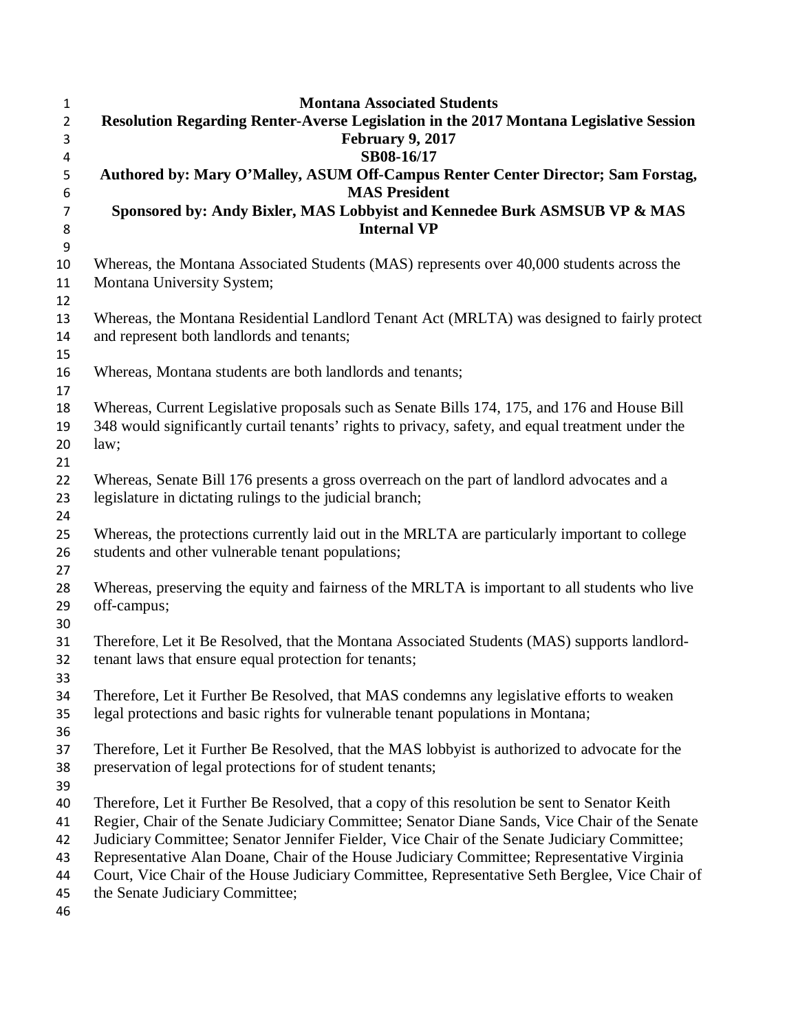**Montana Associated Students**

**Resolution Regarding Renter-Averse Legislation in the 2017 Montana Legislative Session**

**February 9, 2017**

**SB08-16/17**

**Authored by: Mary O'Malley, ASUM Off-Campus Renter Center Director; Sam Forstag, MAS President**

**Sponsored by: Andy Bixler, MAS Lobbyist and Kennedee Burk ASMSUB VP & MAS Internal VP**

Whereas, the Montana Associated Students (MAS) represents over 40,000 students across the Montana University System;

Whereas, the Montana Residential Landlord Tenant Act (MRLTA) was designed to fairly protect and represent both landlords and tenants;

Whereas, Montana students are both landlords and tenants;

Whereas, Current Legislative proposals such as Senate Bills 174, 175, and 176 and House Bill 348 would significantly curtail tenants' rights to privacy, safety, and equal treatment under the law;

Whereas, Senate Bill 176 presents a gross overreach on the part of landlord advocates and a legislature in dictating rulings to the judicial branch;

Whereas, the protections currently laid out in the MRLTA are particularly important to college students and other vulnerable tenant populations;

Whereas, preserving the equity and fairness of the MRLTA is important to all students who live off-campus;

Therefore, Let it Be Resolved, that the Montana Associated Students (MAS) supports landlord-tenant laws that ensure equal protection for tenants;

Therefore, Let it Further Be Resolved, that MAS condemns any legislative efforts to weaken legal protections and basic rights for vulnerable tenant populations in Montana;

Therefore, Let it Further Be Resolved, that the MAS lobbyist is authorized to advocate for the preservation of legal protections for of student tenants;

Therefore, Let it Further Be Resolved, that a copy of this resolution be sent to Senator Keith Regier, Chair of the Senate Judiciary Committee; Senator Diane Sands, Vice Chair of the Senate Judiciary Committee; Senator Jennifer Fielder, Vice Chair of the Senate Judiciary Committee; Representative Alan Doane, Chair of the House Judiciary Committee; Representative Virginia Court, Vice Chair of the House Judiciary Committee, Representative Seth Berglee, Vice Chair of the Senate Judiciary Committee;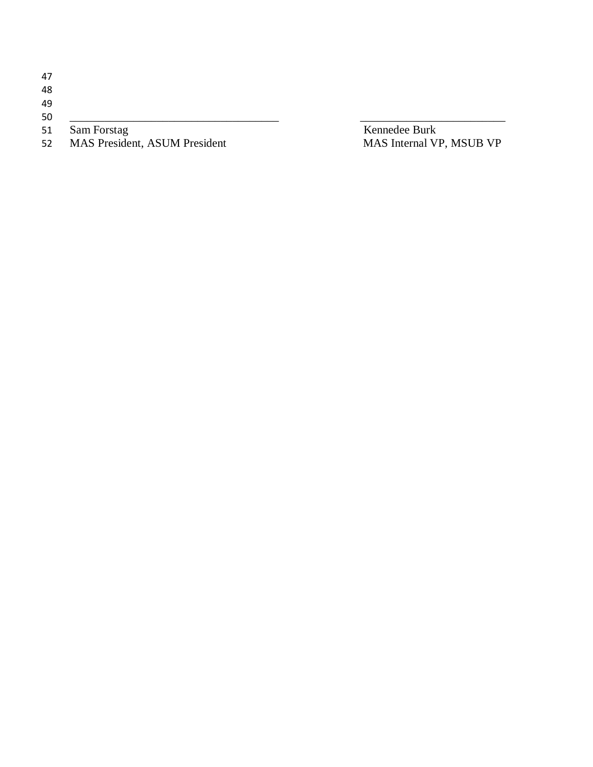\_\_\_\_\_\_\_\_\_\_\_\_\_\_\_\_\_\_\_\_\_\_\_\_\_\_\_\_\_\_\_\_\_\_\_\_\_\_\_
Sam Forstag
MAS President, ASUM President

\_\_\_\_\_\_\_\_\_\_\_\_\_\_\_\_\_\_\_\_\_\_\_\_\_\_\_\_\_\_\_\_\_\_\_
Kennedee Burk
MAS Internal VP, MSUB VP